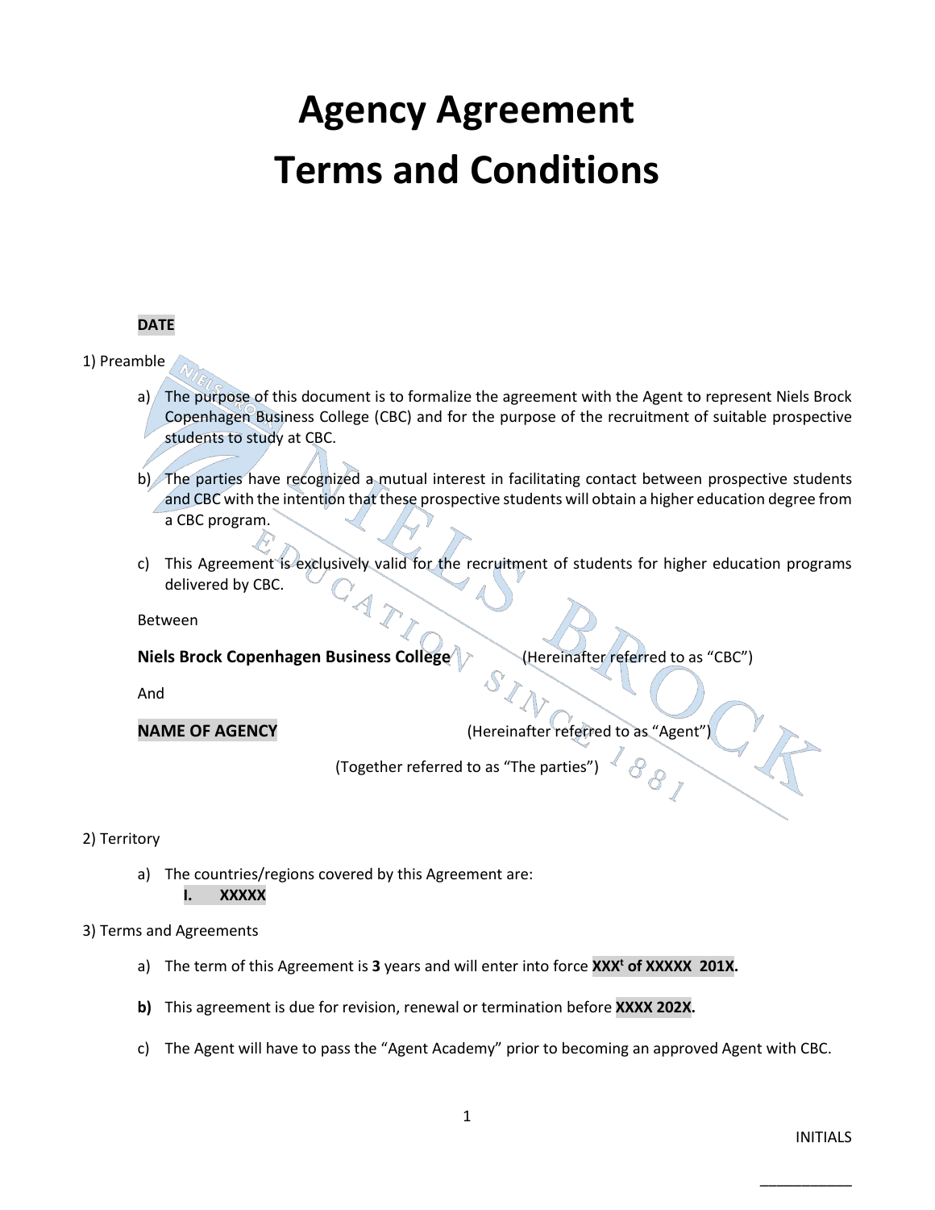# Agency Agreement
# Terms and Conditions

**DATE**

1) Preamble

a) The purpose of this document is to formalize the agreement with the Agent to represent Niels Brock Copenhagen Business College (CBC) and for the purpose of the recruitment of suitable prospective students to study at CBC.

b) The parties have recognized a mutual interest in facilitating contact between prospective students and CBC with the intention that these prospective students will obtain a higher education degree from a CBC program.

c) This Agreement is exclusively valid for the recruitment of students for higher education programs delivered by CBC.

Between

**Niels Brock Copenhagen Business College** (Hereinafter referred to as "CBC")

And

**NAME OF AGENCY** (Hereinafter referred to as "Agent")

(Together referred to as "The parties")

2) Territory

a) The countries/regions covered by this Agreement are:
   **I. XXXXX**

3) Terms and Agreements

a) The term of this Agreement is **3** years and will enter into force **XXX[t] of XXXXX 201X.**

**b)** This agreement is due for revision, renewal or termination before **XXXX 202X.**

c) The Agent will have to pass the "Agent Academy" prior to becoming an approved Agent with CBC.

INITIALS

___________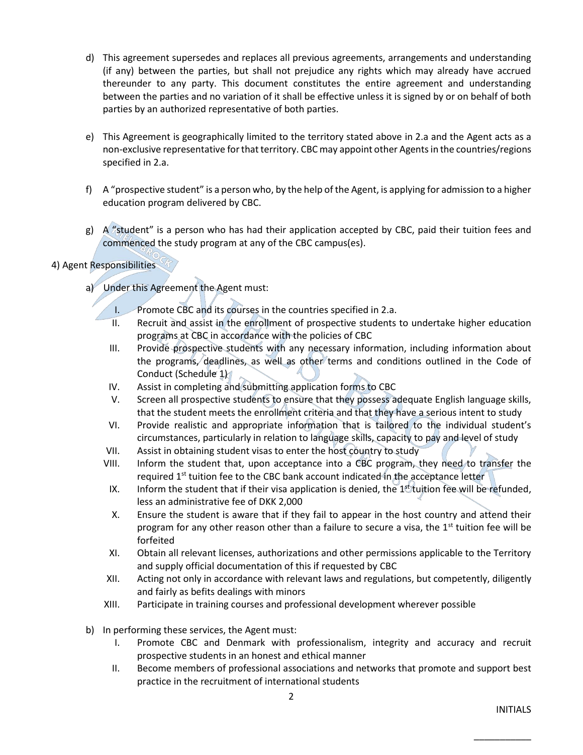d) This agreement supersedes and replaces all previous agreements, arrangements and understanding (if any) between the parties, but shall not prejudice any rights which may already have accrued thereunder to any party. This document constitutes the entire agreement and understanding between the parties and no variation of it shall be effective unless it is signed by or on behalf of both parties by an authorized representative of both parties.

e) This Agreement is geographically limited to the territory stated above in 2.a and the Agent acts as a non-exclusive representative for that territory. CBC may appoint other Agents in the countries/regions specified in 2.a.

f) A "prospective student" is a person who, by the help of the Agent, is applying for admission to a higher education program delivered by CBC.

g) A "student" is a person who has had their application accepted by CBC, paid their tuition fees and commenced the study program at any of the CBC campus(es).

4) Agent Responsibilities

a) Under this Agreement the Agent must:

  I. Promote CBC and its courses in the countries specified in 2.a.
  II. Recruit and assist in the enrollment of prospective students to undertake higher education programs at CBC in accordance with the policies of CBC
  III. Provide prospective students with any necessary information, including information about the programs, deadlines, as well as other terms and conditions outlined in the Code of Conduct (Schedule 1)
  IV. Assist in completing and submitting application forms to CBC
  V. Screen all prospective students to ensure that they possess adequate English language skills, that the student meets the enrollment criteria and that they have a serious intent to study
  VI. Provide realistic and appropriate information that is tailored to the individual student's circumstances, particularly in relation to language skills, capacity to pay and level of study
  VII. Assist in obtaining student visas to enter the host country to study
  VIII. Inform the student that, upon acceptance into a CBC program, they need to transfer the required 1st tuition fee to the CBC bank account indicated in the acceptance letter
  IX. Inform the student that if their visa application is denied, the 1st tuition fee will be refunded, less an administrative fee of DKK 2,000
  X. Ensure the student is aware that if they fail to appear in the host country and attend their program for any other reason other than a failure to secure a visa, the 1st tuition fee will be forfeited
  XI. Obtain all relevant licenses, authorizations and other permissions applicable to the Territory and supply official documentation of this if requested by CBC
  XII. Acting not only in accordance with relevant laws and regulations, but competently, diligently and fairly as befits dealings with minors
  XIII. Participate in training courses and professional development wherever possible

b) In performing these services, the Agent must:

  I. Promote CBC and Denmark with professionalism, integrity and accuracy and recruit prospective students in an honest and ethical manner
  II. Become members of professional associations and networks that promote and support best practice in the recruitment of international students

INITIALS

___________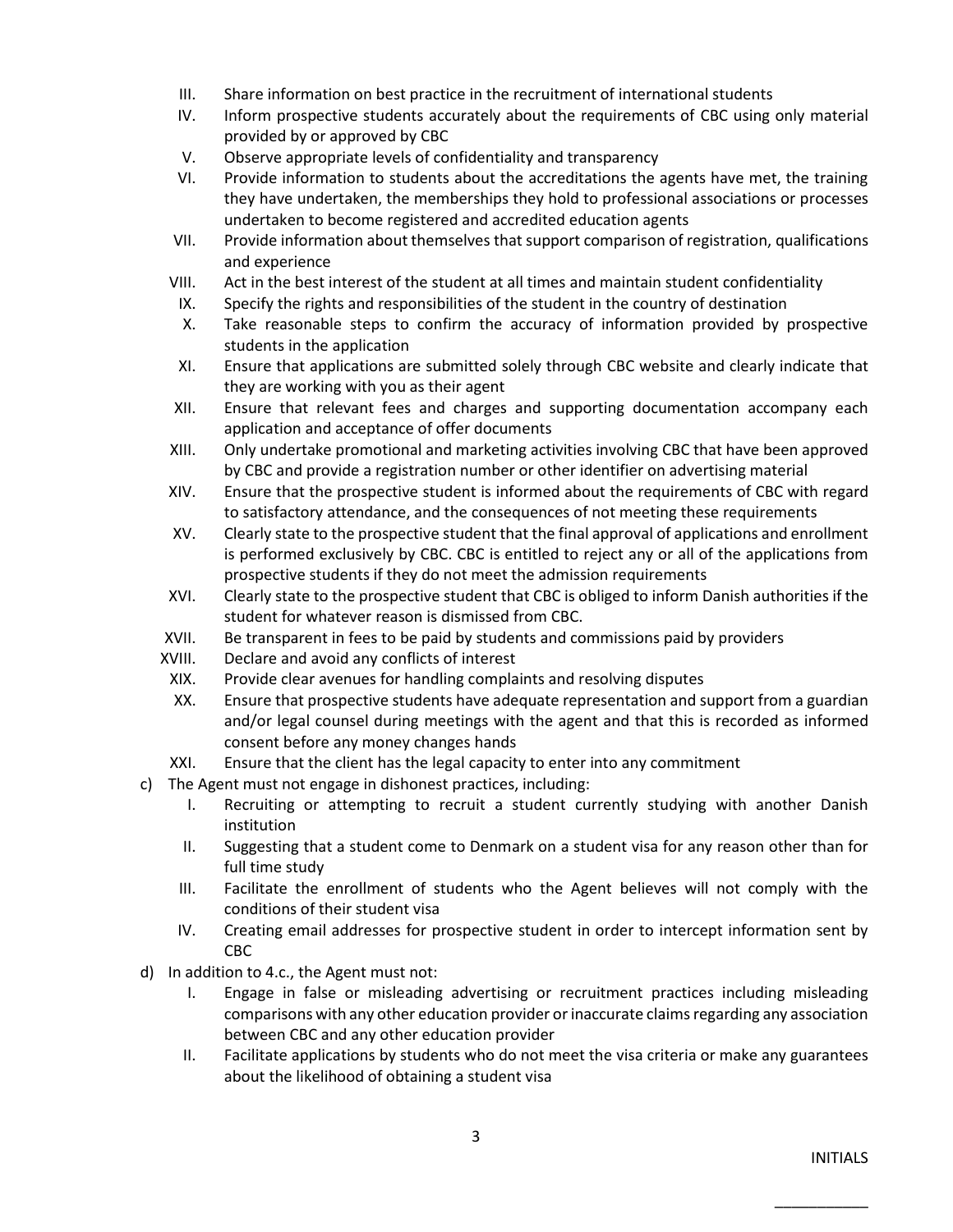III. Share information on best practice in the recruitment of international students
IV. Inform prospective students accurately about the requirements of CBC using only material provided by or approved by CBC
V. Observe appropriate levels of confidentiality and transparency
VI. Provide information to students about the accreditations the agents have met, the training they have undertaken, the memberships they hold to professional associations or processes undertaken to become registered and accredited education agents
VII. Provide information about themselves that support comparison of registration, qualifications and experience
VIII. Act in the best interest of the student at all times and maintain student confidentiality
IX. Specify the rights and responsibilities of the student in the country of destination
X. Take reasonable steps to confirm the accuracy of information provided by prospective students in the application
XI. Ensure that applications are submitted solely through CBC website and clearly indicate that they are working with you as their agent
XII. Ensure that relevant fees and charges and supporting documentation accompany each application and acceptance of offer documents
XIII. Only undertake promotional and marketing activities involving CBC that have been approved by CBC and provide a registration number or other identifier on advertising material
XIV. Ensure that the prospective student is informed about the requirements of CBC with regard to satisfactory attendance, and the consequences of not meeting these requirements
XV. Clearly state to the prospective student that the final approval of applications and enrollment is performed exclusively by CBC. CBC is entitled to reject any or all of the applications from prospective students if they do not meet the admission requirements
XVI. Clearly state to the prospective student that CBC is obliged to inform Danish authorities if the student for whatever reason is dismissed from CBC.
XVII. Be transparent in fees to be paid by students and commissions paid by providers
XVIII. Declare and avoid any conflicts of interest
XIX. Provide clear avenues for handling complaints and resolving disputes
XX. Ensure that prospective students have adequate representation and support from a guardian and/or legal counsel during meetings with the agent and that this is recorded as informed consent before any money changes hands
XXI. Ensure that the client has the legal capacity to enter into any commitment

c) The Agent must not engage in dishonest practices, including:
   I. Recruiting or attempting to recruit a student currently studying with another Danish institution
   II. Suggesting that a student come to Denmark on a student visa for any reason other than for full time study
   III. Facilitate the enrollment of students who the Agent believes will not comply with the conditions of their student visa
   IV. Creating email addresses for prospective student in order to intercept information sent by CBC

d) In addition to 4.c., the Agent must not:
   I. Engage in false or misleading advertising or recruitment practices including misleading comparisons with any other education provider or inaccurate claims regarding any association between CBC and any other education provider
   II. Facilitate applications by students who do not meet the visa criteria or make any guarantees about the likelihood of obtaining a student visa

INITIALS

___________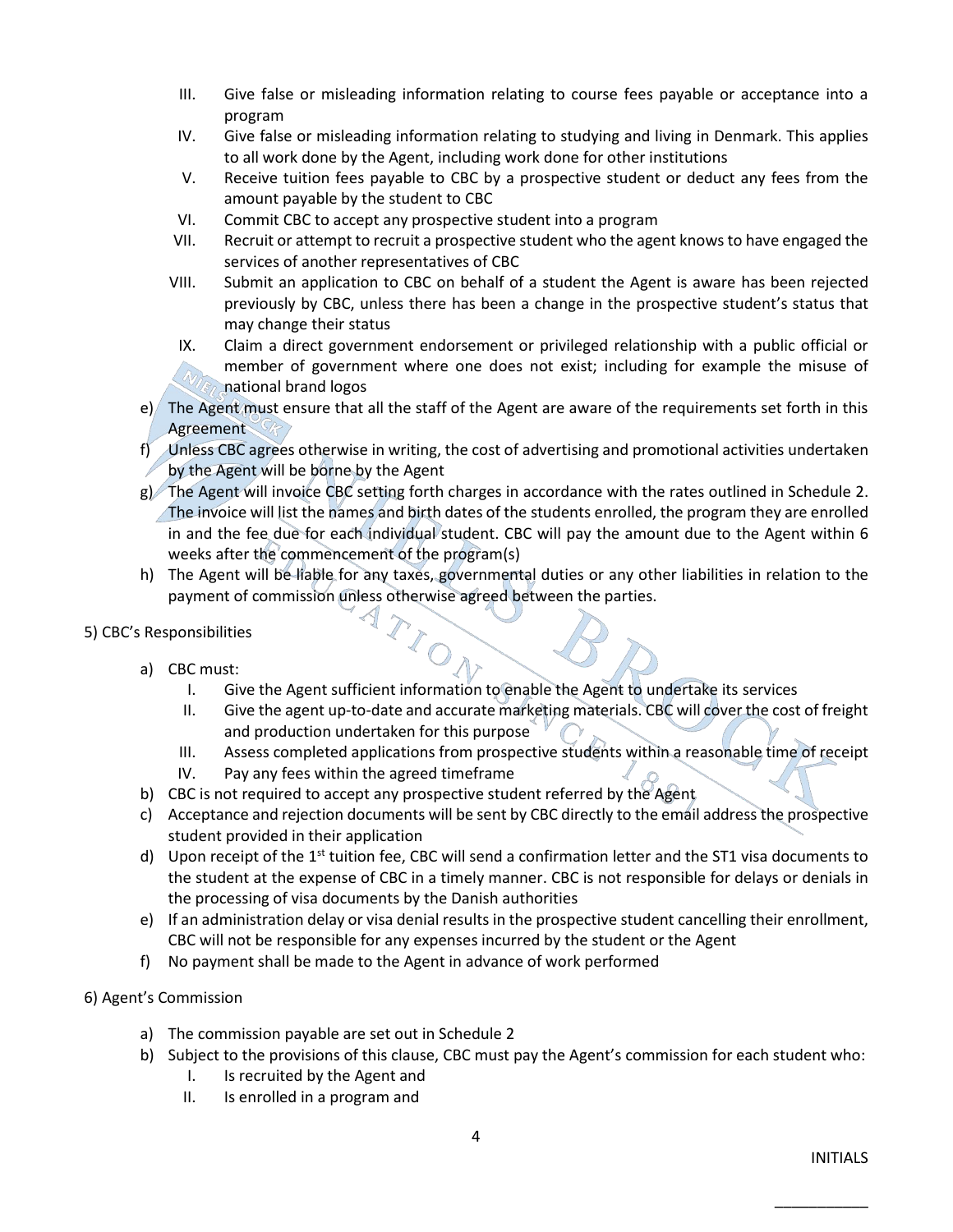III. Give false or misleading information relating to course fees payable or acceptance into a program
IV. Give false or misleading information relating to studying and living in Denmark. This applies to all work done by the Agent, including work done for other institutions
V. Receive tuition fees payable to CBC by a prospective student or deduct any fees from the amount payable by the student to CBC
VI. Commit CBC to accept any prospective student into a program
VII. Recruit or attempt to recruit a prospective student who the agent knows to have engaged the services of another representatives of CBC
VIII. Submit an application to CBC on behalf of a student the Agent is aware has been rejected previously by CBC, unless there has been a change in the prospective student's status that may change their status
IX. Claim a direct government endorsement or privileged relationship with a public official or member of government where one does not exist; including for example the misuse of national brand logos

e) The Agent must ensure that all the staff of the Agent are aware of the requirements set forth in this Agreement
f) Unless CBC agrees otherwise in writing, the cost of advertising and promotional activities undertaken by the Agent will be borne by the Agent
g) The Agent will invoice CBC setting forth charges in accordance with the rates outlined in Schedule 2. The invoice will list the names and birth dates of the students enrolled, the program they are enrolled in and the fee due for each individual student. CBC will pay the amount due to the Agent within 6 weeks after the commencement of the program(s)
h) The Agent will be liable for any taxes, governmental duties or any other liabilities in relation to the payment of commission unless otherwise agreed between the parties.

5) CBC's Responsibilities

a) CBC must:
   I. Give the Agent sufficient information to enable the Agent to undertake its services
   II. Give the agent up-to-date and accurate marketing materials. CBC will cover the cost of freight and production undertaken for this purpose
   III. Assess completed applications from prospective students within a reasonable time of receipt
   IV. Pay any fees within the agreed timeframe
b) CBC is not required to accept any prospective student referred by the Agent
c) Acceptance and rejection documents will be sent by CBC directly to the email address the prospective student provided in their application
d) Upon receipt of the 1st tuition fee, CBC will send a confirmation letter and the ST1 visa documents to the student at the expense of CBC in a timely manner. CBC is not responsible for delays or denials in the processing of visa documents by the Danish authorities
e) If an administration delay or visa denial results in the prospective student cancelling their enrollment, CBC will not be responsible for any expenses incurred by the student or the Agent
f) No payment shall be made to the Agent in advance of work performed

6) Agent's Commission

a) The commission payable are set out in Schedule 2
b) Subject to the provisions of this clause, CBC must pay the Agent's commission for each student who:
   I. Is recruited by the Agent and
   II. Is enrolled in a program and

INITIALS

___________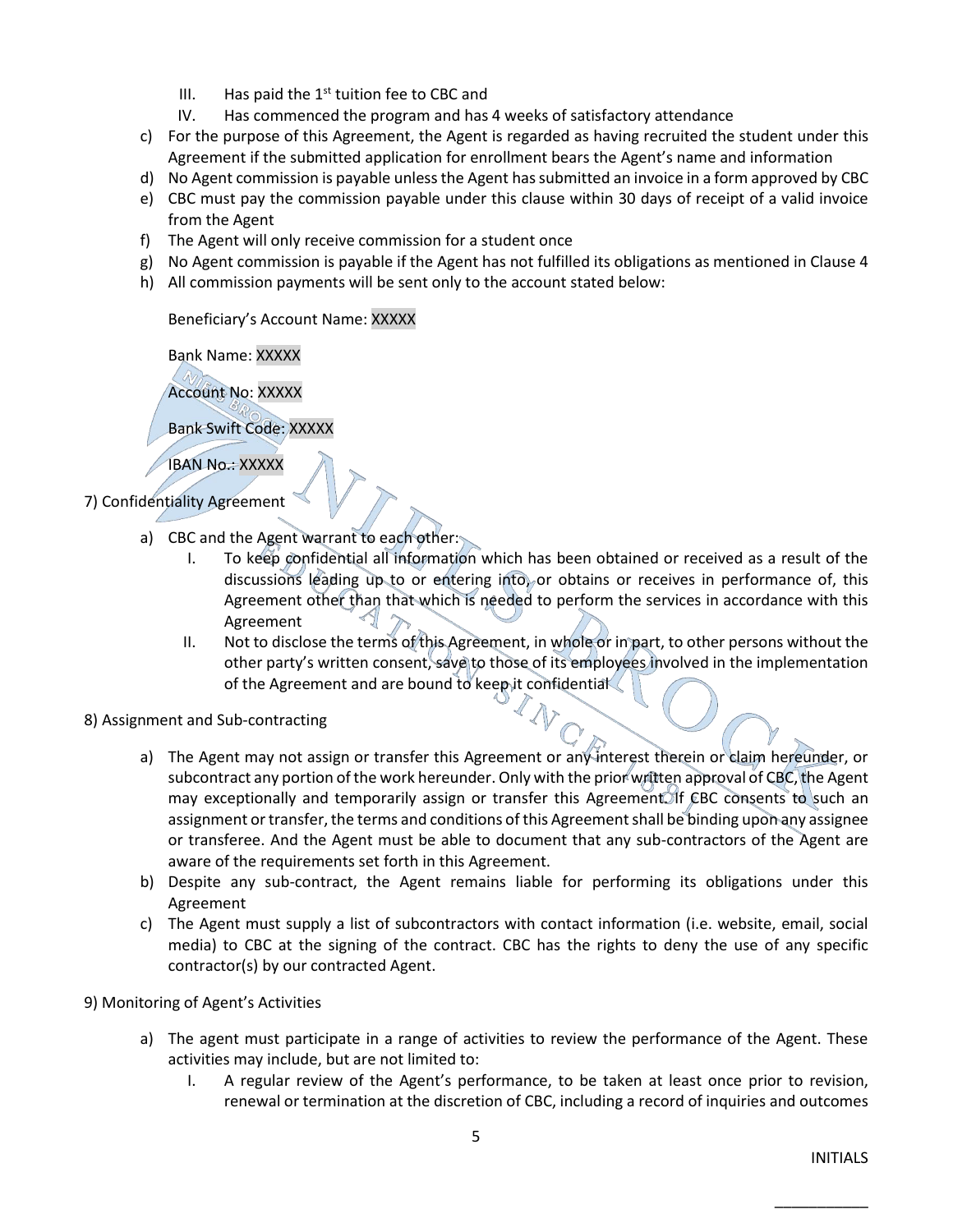III. Has paid the 1st tuition fee to CBC and

IV. Has commenced the program and has 4 weeks of satisfactory attendance

c) For the purpose of this Agreement, the Agent is regarded as having recruited the student under this Agreement if the submitted application for enrollment bears the Agent's name and information

d) No Agent commission is payable unless the Agent has submitted an invoice in a form approved by CBC

e) CBC must pay the commission payable under this clause within 30 days of receipt of a valid invoice from the Agent

f) The Agent will only receive commission for a student once

g) No Agent commission is payable if the Agent has not fulfilled its obligations as mentioned in Clause 4

h) All commission payments will be sent only to the account stated below:

Beneficiary's Account Name: XXXXX

Bank Name: XXXXX

Account No: XXXXX

Bank Swift Code: XXXXX

IBAN No.: XXXXX

7) Confidentiality Agreement

a) CBC and the Agent warrant to each other:

I. To keep confidential all information which has been obtained or received as a result of the discussions leading up to or entering into, or obtains or receives in performance of, this Agreement other than that which is needed to perform the services in accordance with this Agreement

II. Not to disclose the terms of this Agreement, in whole or in part, to other persons without the other party's written consent, save to those of its employees involved in the implementation of the Agreement and are bound to keep it confidential

8) Assignment and Sub-contracting

a) The Agent may not assign or transfer this Agreement or any interest therein or claim hereunder, or subcontract any portion of the work hereunder. Only with the prior written approval of CBC, the Agent may exceptionally and temporarily assign or transfer this Agreement. If CBC consents to such an assignment or transfer, the terms and conditions of this Agreement shall be binding upon any assignee or transferee. And the Agent must be able to document that any sub-contractors of the Agent are aware of the requirements set forth in this Agreement.

b) Despite any sub-contract, the Agent remains liable for performing its obligations under this Agreement

c) The Agent must supply a list of subcontractors with contact information (i.e. website, email, social media) to CBC at the signing of the contract. CBC has the rights to deny the use of any specific contractor(s) by our contracted Agent.

9) Monitoring of Agent's Activities

a) The agent must participate in a range of activities to review the performance of the Agent. These activities may include, but are not limited to:

I. A regular review of the Agent's performance, to be taken at least once prior to revision, renewal or termination at the discretion of CBC, including a record of inquiries and outcomes

INITIALS

___________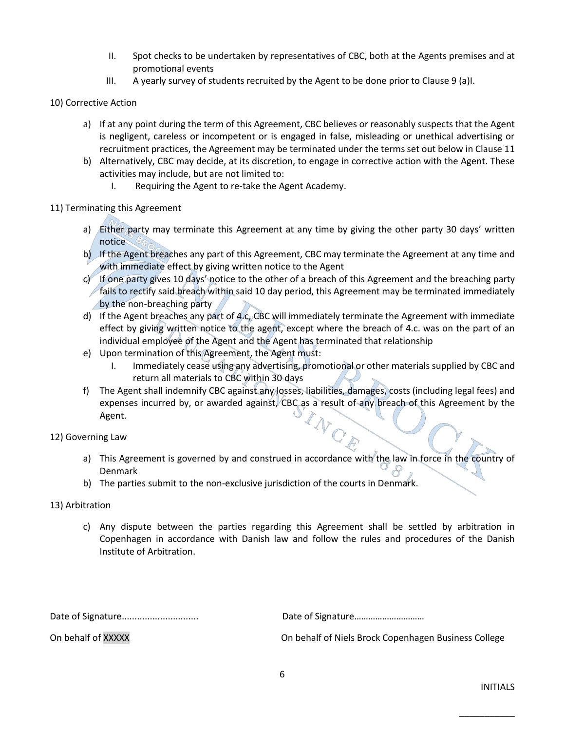II. Spot checks to be undertaken by representatives of CBC, both at the Agents premises and at promotional events
III. A yearly survey of students recruited by the Agent to be done prior to Clause 9 (a)I.

10) Corrective Action

a) If at any point during the term of this Agreement, CBC believes or reasonably suspects that the Agent is negligent, careless or incompetent or is engaged in false, misleading or unethical advertising or recruitment practices, the Agreement may be terminated under the terms set out below in Clause 11
b) Alternatively, CBC may decide, at its discretion, to engage in corrective action with the Agent. These activities may include, but are not limited to:
   I. Requiring the Agent to re-take the Agent Academy.

11) Terminating this Agreement

a) Either party may terminate this Agreement at any time by giving the other party 30 days' written notice
b) If the Agent breaches any part of this Agreement, CBC may terminate the Agreement at any time and with immediate effect by giving written notice to the Agent
c) If one party gives 10 days' notice to the other of a breach of this Agreement and the breaching party fails to rectify said breach within said 10 day period, this Agreement may be terminated immediately by the non-breaching party
d) If the Agent breaches any part of 4.c, CBC will immediately terminate the Agreement with immediate effect by giving written notice to the agent, except where the breach of 4.c. was on the part of an individual employee of the Agent and the Agent has terminated that relationship
e) Upon termination of this Agreement, the Agent must:
   I. Immediately cease using any advertising, promotional or other materials supplied by CBC and return all materials to CBC within 30 days
f) The Agent shall indemnify CBC against any losses, liabilities, damages, costs (including legal fees) and expenses incurred by, or awarded against, CBC as a result of any breach of this Agreement by the Agent.

12) Governing Law

a) This Agreement is governed by and construed in accordance with the law in force in the country of Denmark
b) The parties submit to the non-exclusive jurisdiction of the courts in Denmark.

13) Arbitration

c) Any dispute between the parties regarding this Agreement shall be settled by arbitration in Copenhagen in accordance with Danish law and follow the rules and procedures of the Danish Institute of Arbitration.

Date of Signature.............................. Date of Signature…………………………

On behalf of XXXXX On behalf of Niels Brock Copenhagen Business College

INITIALS

___________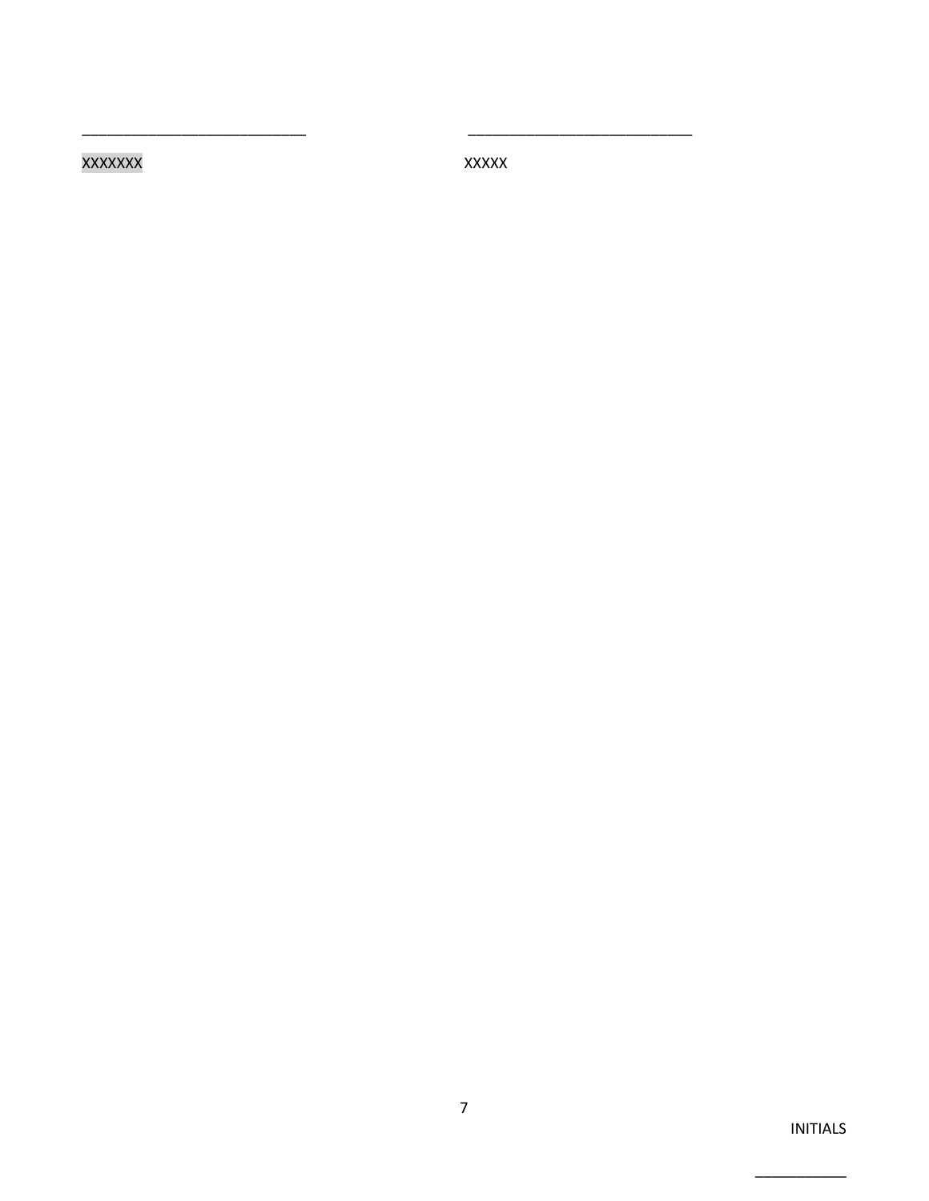\_\_\_\_\_\_\_\_\_\_\_\_\_\_\_\_\_\_\_\_\_\_\_\_\_\_\_\_ \_\_\_\_\_\_\_\_\_\_\_\_\_\_\_\_\_\_\_\_\_\_\_\_\_\_\_\_

XXXXXXX XXXXX

INITIALS

\_\_\_\_\_\_\_\_\_\_\_\_